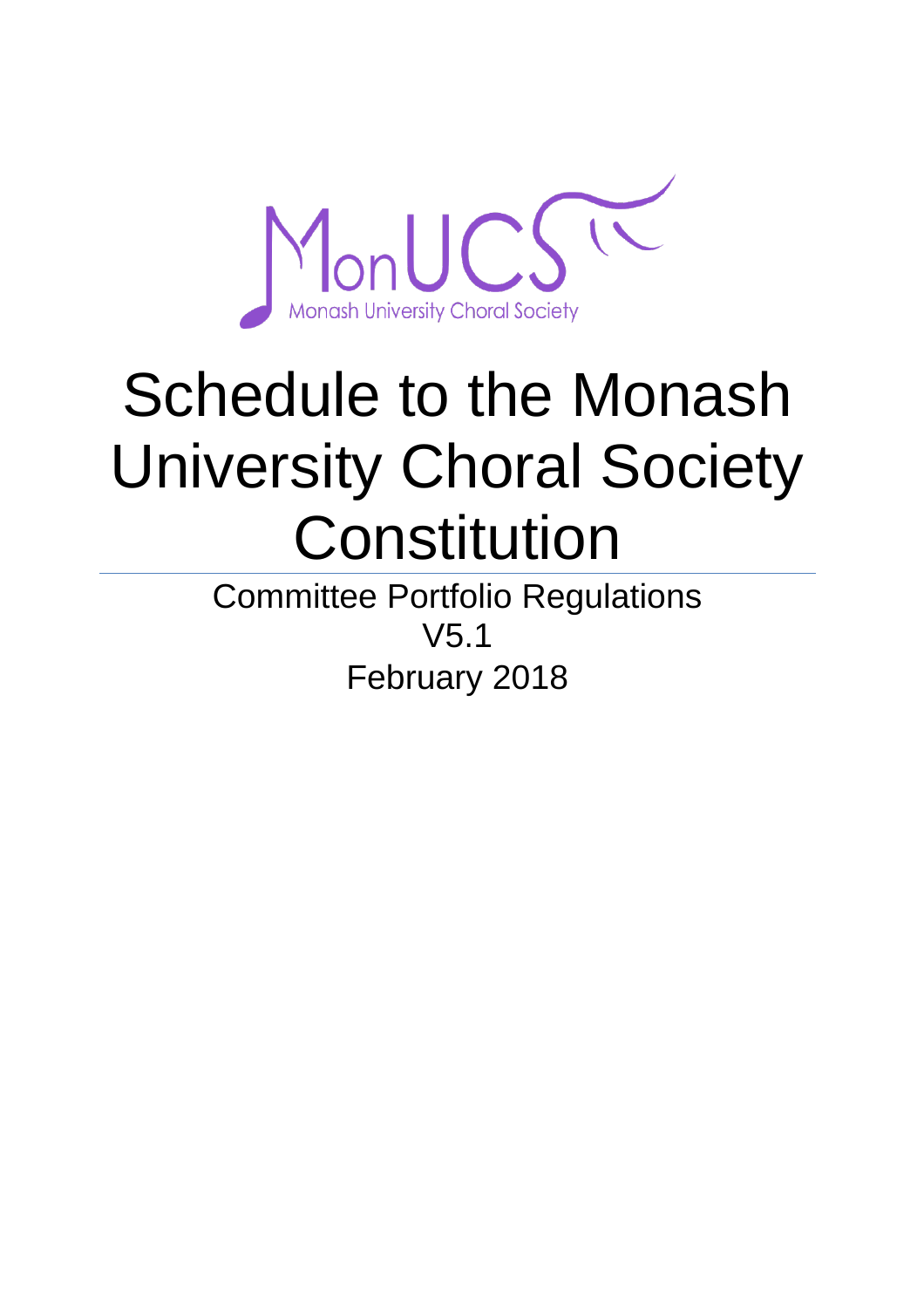# Schedule to the Monash University Choral Society Constitution

Committee Portfolio Regulations

V5.1

February 2018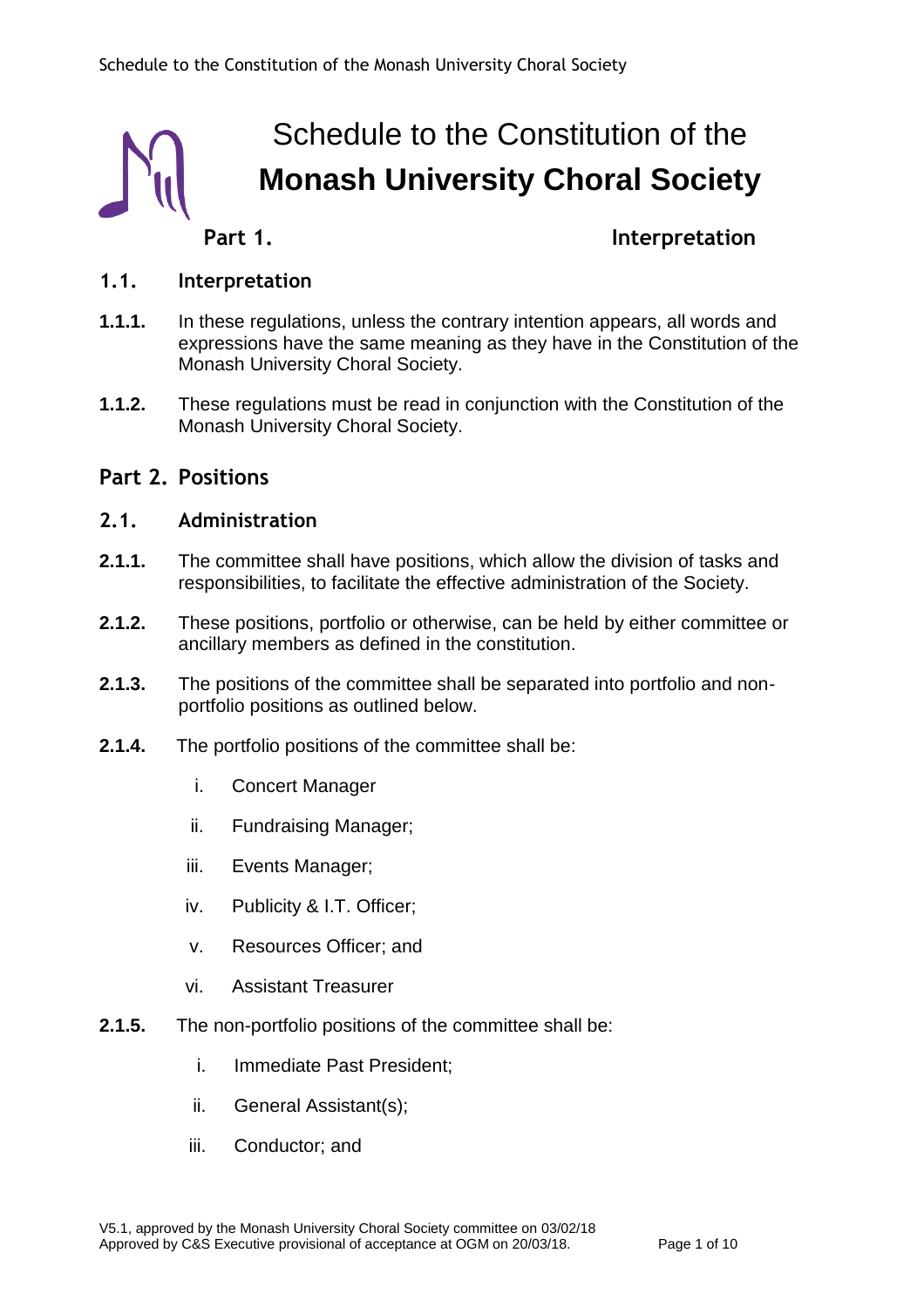# Schedule to the Constitution of the **Monash University Choral Society**

## Part 1. Interpretation

### 1.1. Interpretation

**1.1.1.** In these regulations, unless the contrary intention appears, all words and expressions have the same meaning as they have in the Constitution of the Monash University Choral Society.

**1.1.2.** These regulations must be read in conjunction with the Constitution of the Monash University Choral Society.

## Part 2. Positions

### 2.1. Administration

**2.1.1.** The committee shall have positions, which allow the division of tasks and responsibilities, to facilitate the effective administration of the Society.

**2.1.2.** These positions, portfolio or otherwise, can be held by either committee or ancillary members as defined in the constitution.

**2.1.3.** The positions of the committee shall be separated into portfolio and non-portfolio positions as outlined below.

**2.1.4.** The portfolio positions of the committee shall be:

i. Concert Manager
ii. Fundraising Manager;
iii. Events Manager;
iv. Publicity & I.T. Officer;
v. Resources Officer; and
vi. Assistant Treasurer

**2.1.5.** The non-portfolio positions of the committee shall be:

i. Immediate Past President;
ii. General Assistant(s);
iii. Conductor; and

V5.1, approved by the Monash University Choral Society committee on 03/02/18
Approved by C&S Executive provisional of acceptance at OGM on 20/03/18.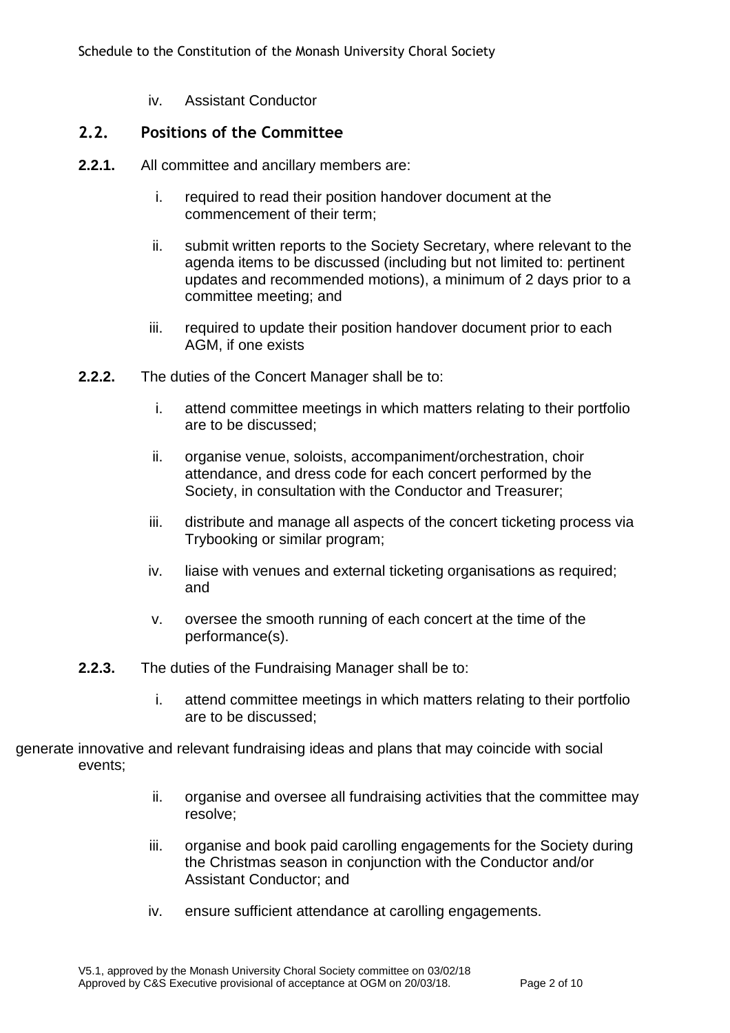iv. Assistant Conductor

## 2.2. Positions of the Committee

**2.2.1.** All committee and ancillary members are:

i. required to read their position handover document at the commencement of their term;

ii. submit written reports to the Society Secretary, where relevant to the agenda items to be discussed (including but not limited to: pertinent updates and recommended motions), a minimum of 2 days prior to a committee meeting; and

iii. required to update their position handover document prior to each AGM, if one exists

**2.2.2.** The duties of the Concert Manager shall be to:

i. attend committee meetings in which matters relating to their portfolio are to be discussed;

ii. organise venue, soloists, accompaniment/orchestration, choir attendance, and dress code for each concert performed by the Society, in consultation with the Conductor and Treasurer;

iii. distribute and manage all aspects of the concert ticketing process via Trybooking or similar program;

iv. liaise with venues and external ticketing organisations as required; and

v. oversee the smooth running of each concert at the time of the performance(s).

**2.2.3.** The duties of the Fundraising Manager shall be to:

i. attend committee meetings in which matters relating to their portfolio are to be discussed;

generate innovative and relevant fundraising ideas and plans that may coincide with social events;

ii. organise and oversee all fundraising activities that the committee may resolve;

iii. organise and book paid carolling engagements for the Society during the Christmas season in conjunction with the Conductor and/or Assistant Conductor; and

iv. ensure sufficient attendance at carolling engagements.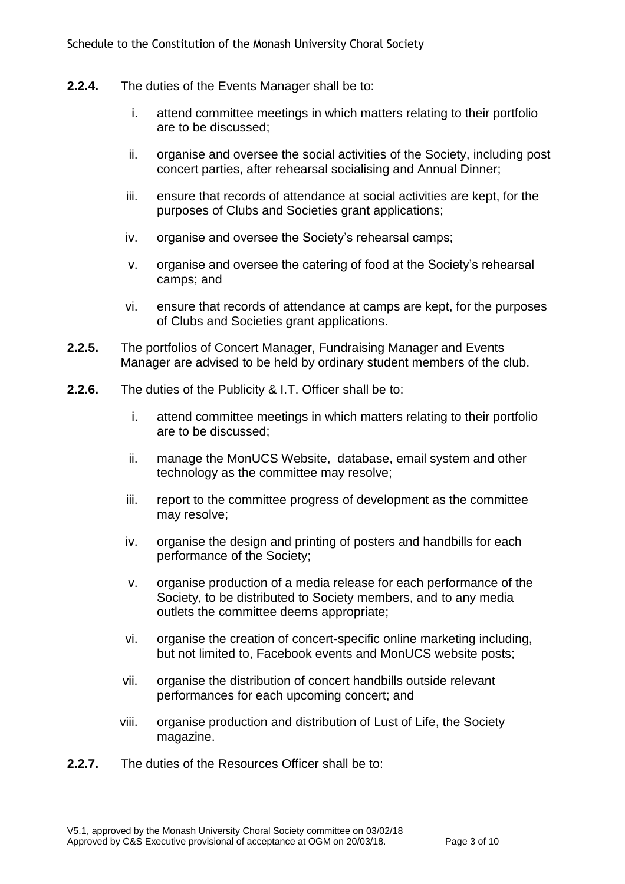**2.2.4.** The duties of the Events Manager shall be to:

i. attend committee meetings in which matters relating to their portfolio are to be discussed;

ii. organise and oversee the social activities of the Society, including post concert parties, after rehearsal socialising and Annual Dinner;

iii. ensure that records of attendance at social activities are kept, for the purposes of Clubs and Societies grant applications;

iv. organise and oversee the Society's rehearsal camps;

v. organise and oversee the catering of food at the Society's rehearsal camps; and

vi. ensure that records of attendance at camps are kept, for the purposes of Clubs and Societies grant applications.

**2.2.5.** The portfolios of Concert Manager, Fundraising Manager and Events Manager are advised to be held by ordinary student members of the club.

**2.2.6.** The duties of the Publicity & I.T. Officer shall be to:

i. attend committee meetings in which matters relating to their portfolio are to be discussed;

ii. manage the MonUCS Website, database, email system and other technology as the committee may resolve;

iii. report to the committee progress of development as the committee may resolve;

iv. organise the design and printing of posters and handbills for each performance of the Society;

v. organise production of a media release for each performance of the Society, to be distributed to Society members, and to any media outlets the committee deems appropriate;

vi. organise the creation of concert-specific online marketing including, but not limited to, Facebook events and MonUCS website posts;

vii. organise the distribution of concert handbills outside relevant performances for each upcoming concert; and

viii. organise production and distribution of Lust of Life, the Society magazine.

**2.2.7.** The duties of the Resources Officer shall be to: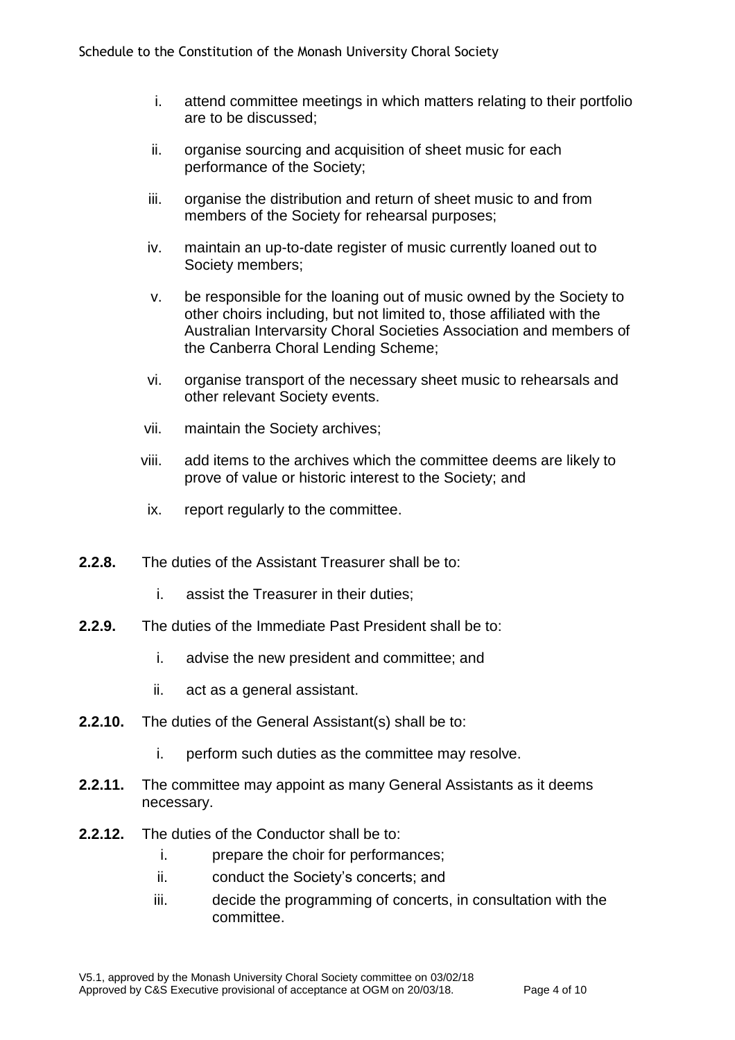i. attend committee meetings in which matters relating to their portfolio are to be discussed;

ii. organise sourcing and acquisition of sheet music for each performance of the Society;

iii. organise the distribution and return of sheet music to and from members of the Society for rehearsal purposes;

iv. maintain an up-to-date register of music currently loaned out to Society members;

v. be responsible for the loaning out of music owned by the Society to other choirs including, but not limited to, those affiliated with the Australian Intervarsity Choral Societies Association and members of the Canberra Choral Lending Scheme;

vi. organise transport of the necessary sheet music to rehearsals and other relevant Society events.

vii. maintain the Society archives;

viii. add items to the archives which the committee deems are likely to prove of value or historic interest to the Society; and

ix. report regularly to the committee.

**2.2.8.** The duties of the Assistant Treasurer shall be to:

i. assist the Treasurer in their duties;

**2.2.9.** The duties of the Immediate Past President shall be to:

i. advise the new president and committee; and

ii. act as a general assistant.

**2.2.10.** The duties of the General Assistant(s) shall be to:

i. perform such duties as the committee may resolve.

**2.2.11.** The committee may appoint as many General Assistants as it deems necessary.

**2.2.12.** The duties of the Conductor shall be to:

i. prepare the choir for performances;

ii. conduct the Society's concerts; and

iii. decide the programming of concerts, in consultation with the committee.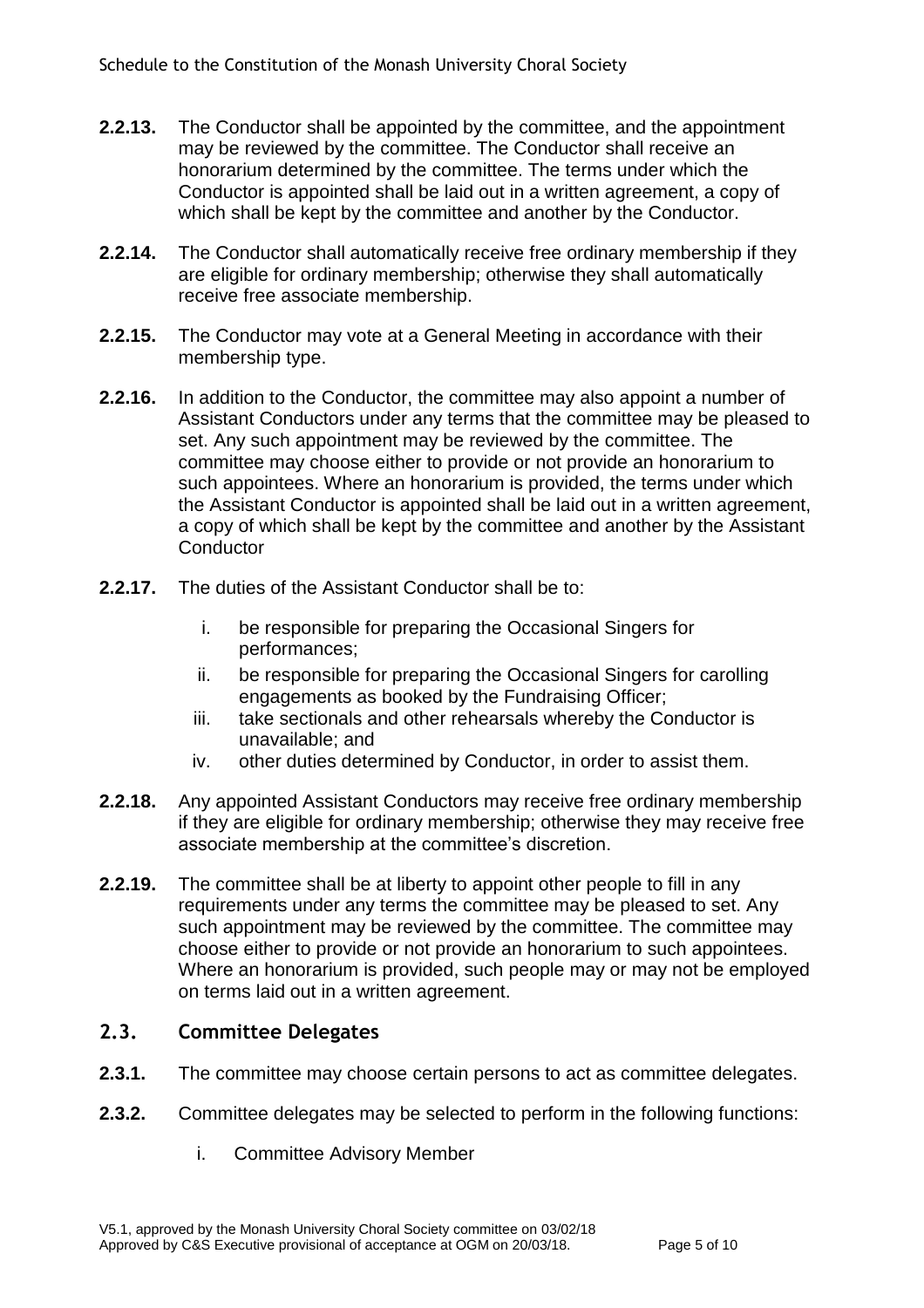**2.2.13.** The Conductor shall be appointed by the committee, and the appointment may be reviewed by the committee. The Conductor shall receive an honorarium determined by the committee. The terms under which the Conductor is appointed shall be laid out in a written agreement, a copy of which shall be kept by the committee and another by the Conductor.

**2.2.14.** The Conductor shall automatically receive free ordinary membership if they are eligible for ordinary membership; otherwise they shall automatically receive free associate membership.

**2.2.15.** The Conductor may vote at a General Meeting in accordance with their membership type.

**2.2.16.** In addition to the Conductor, the committee may also appoint a number of Assistant Conductors under any terms that the committee may be pleased to set. Any such appointment may be reviewed by the committee. The committee may choose either to provide or not provide an honorarium to such appointees. Where an honorarium is provided, the terms under which the Assistant Conductor is appointed shall be laid out in a written agreement, a copy of which shall be kept by the committee and another by the Assistant Conductor

**2.2.17.** The duties of the Assistant Conductor shall be to:

i. be responsible for preparing the Occasional Singers for performances;
ii. be responsible for preparing the Occasional Singers for carolling engagements as booked by the Fundraising Officer;
iii. take sectionals and other rehearsals whereby the Conductor is unavailable; and
iv. other duties determined by Conductor, in order to assist them.

**2.2.18.** Any appointed Assistant Conductors may receive free ordinary membership if they are eligible for ordinary membership; otherwise they may receive free associate membership at the committee's discretion.

**2.2.19.** The committee shall be at liberty to appoint other people to fill in any requirements under any terms the committee may be pleased to set. Any such appointment may be reviewed by the committee. The committee may choose either to provide or not provide an honorarium to such appointees. Where an honorarium is provided, such people may or may not be employed on terms laid out in a written agreement.

## 2.3. Committee Delegates

**2.3.1.** The committee may choose certain persons to act as committee delegates.

**2.3.2.** Committee delegates may be selected to perform in the following functions:

i. Committee Advisory Member

V5.1, approved by the Monash University Choral Society committee on 03/02/18
Approved by C&S Executive provisional of acceptance at OGM on 20/03/18.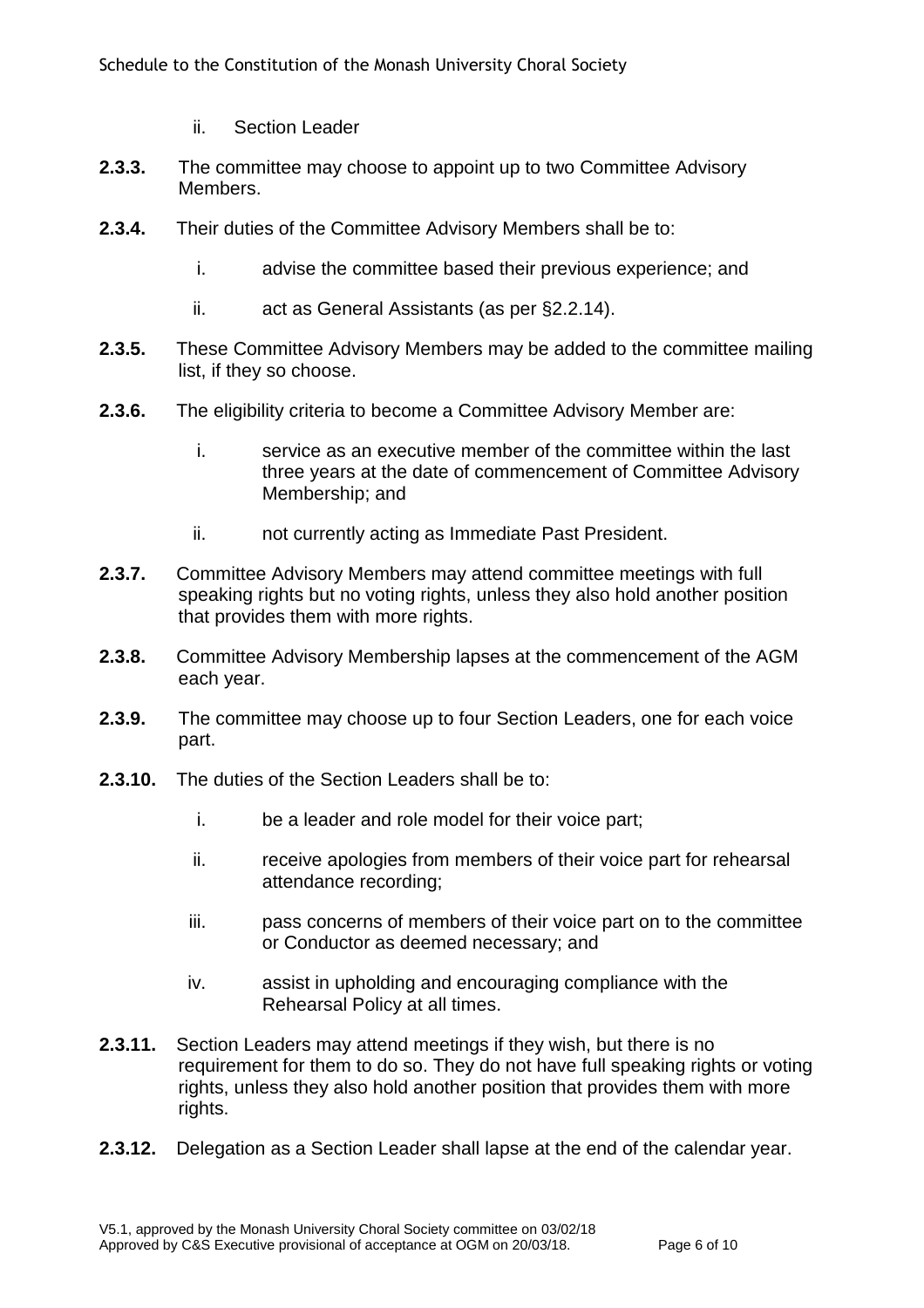ii. Section Leader

**2.3.3.** The committee may choose to appoint up to two Committee Advisory Members.

**2.3.4.** Their duties of the Committee Advisory Members shall be to:

i. advise the committee based their previous experience; and

ii. act as General Assistants (as per §2.2.14).

**2.3.5.** These Committee Advisory Members may be added to the committee mailing list, if they so choose.

**2.3.6.** The eligibility criteria to become a Committee Advisory Member are:

i. service as an executive member of the committee within the last three years at the date of commencement of Committee Advisory Membership; and

ii. not currently acting as Immediate Past President.

**2.3.7.** Committee Advisory Members may attend committee meetings with full speaking rights but no voting rights, unless they also hold another position that provides them with more rights.

**2.3.8.** Committee Advisory Membership lapses at the commencement of the AGM each year.

**2.3.9.** The committee may choose up to four Section Leaders, one for each voice part.

**2.3.10.** The duties of the Section Leaders shall be to:

i. be a leader and role model for their voice part;

ii. receive apologies from members of their voice part for rehearsal attendance recording;

iii. pass concerns of members of their voice part on to the committee or Conductor as deemed necessary; and

iv. assist in upholding and encouraging compliance with the Rehearsal Policy at all times.

**2.3.11.** Section Leaders may attend meetings if they wish, but there is no requirement for them to do so. They do not have full speaking rights or voting rights, unless they also hold another position that provides them with more rights.

**2.3.12.** Delegation as a Section Leader shall lapse at the end of the calendar year.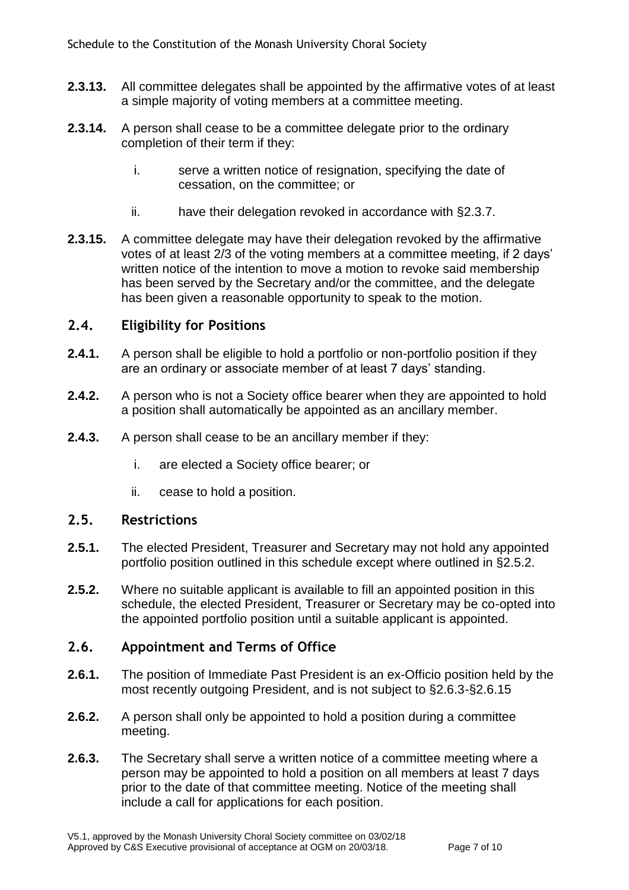**2.3.13.** All committee delegates shall be appointed by the affirmative votes of at least a simple majority of voting members at a committee meeting.

**2.3.14.** A person shall cease to be a committee delegate prior to the ordinary completion of their term if they:

i. serve a written notice of resignation, specifying the date of cessation, on the committee; or

ii. have their delegation revoked in accordance with §2.3.7.

**2.3.15.** A committee delegate may have their delegation revoked by the affirmative votes of at least 2/3 of the voting members at a committee meeting, if 2 days' written notice of the intention to move a motion to revoke said membership has been served by the Secretary and/or the committee, and the delegate has been given a reasonable opportunity to speak to the motion.

## 2.4. Eligibility for Positions

**2.4.1.** A person shall be eligible to hold a portfolio or non-portfolio position if they are an ordinary or associate member of at least 7 days' standing.

**2.4.2.** A person who is not a Society office bearer when they are appointed to hold a position shall automatically be appointed as an ancillary member.

**2.4.3.** A person shall cease to be an ancillary member if they:

i. are elected a Society office bearer; or

ii. cease to hold a position.

## 2.5. Restrictions

**2.5.1.** The elected President, Treasurer and Secretary may not hold any appointed portfolio position outlined in this schedule except where outlined in §2.5.2.

**2.5.2.** Where no suitable applicant is available to fill an appointed position in this schedule, the elected President, Treasurer or Secretary may be co-opted into the appointed portfolio position until a suitable applicant is appointed.

## 2.6. Appointment and Terms of Office

**2.6.1.** The position of Immediate Past President is an ex-Officio position held by the most recently outgoing President, and is not subject to §2.6.3-§2.6.15

**2.6.2.** A person shall only be appointed to hold a position during a committee meeting.

**2.6.3.** The Secretary shall serve a written notice of a committee meeting where a person may be appointed to hold a position on all members at least 7 days prior to the date of that committee meeting. Notice of the meeting shall include a call for applications for each position.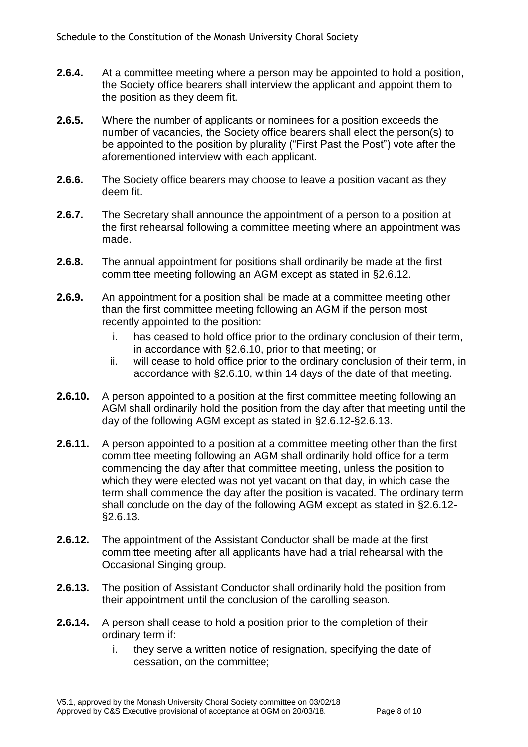**2.6.4.** At a committee meeting where a person may be appointed to hold a position, the Society office bearers shall interview the applicant and appoint them to the position as they deem fit.

**2.6.5.** Where the number of applicants or nominees for a position exceeds the number of vacancies, the Society office bearers shall elect the person(s) to be appointed to the position by plurality ("First Past the Post") vote after the aforementioned interview with each applicant.

**2.6.6.** The Society office bearers may choose to leave a position vacant as they deem fit.

**2.6.7.** The Secretary shall announce the appointment of a person to a position at the first rehearsal following a committee meeting where an appointment was made.

**2.6.8.** The annual appointment for positions shall ordinarily be made at the first committee meeting following an AGM except as stated in §2.6.12.

**2.6.9.** An appointment for a position shall be made at a committee meeting other than the first committee meeting following an AGM if the person most recently appointed to the position:

  i. has ceased to hold office prior to the ordinary conclusion of their term, in accordance with §2.6.10, prior to that meeting; or
  ii. will cease to hold office prior to the ordinary conclusion of their term, in accordance with §2.6.10, within 14 days of the date of that meeting.

**2.6.10.** A person appointed to a position at the first committee meeting following an AGM shall ordinarily hold the position from the day after that meeting until the day of the following AGM except as stated in §2.6.12-§2.6.13.

**2.6.11.** A person appointed to a position at a committee meeting other than the first committee meeting following an AGM shall ordinarily hold office for a term commencing the day after that committee meeting, unless the position to which they were elected was not yet vacant on that day, in which case the term shall commence the day after the position is vacated. The ordinary term shall conclude on the day of the following AGM except as stated in §2.6.12-§2.6.13.

**2.6.12.** The appointment of the Assistant Conductor shall be made at the first committee meeting after all applicants have had a trial rehearsal with the Occasional Singing group.

**2.6.13.** The position of Assistant Conductor shall ordinarily hold the position from their appointment until the conclusion of the carolling season.

**2.6.14.** A person shall cease to hold a position prior to the completion of their ordinary term if:

  i. they serve a written notice of resignation, specifying the date of cessation, on the committee;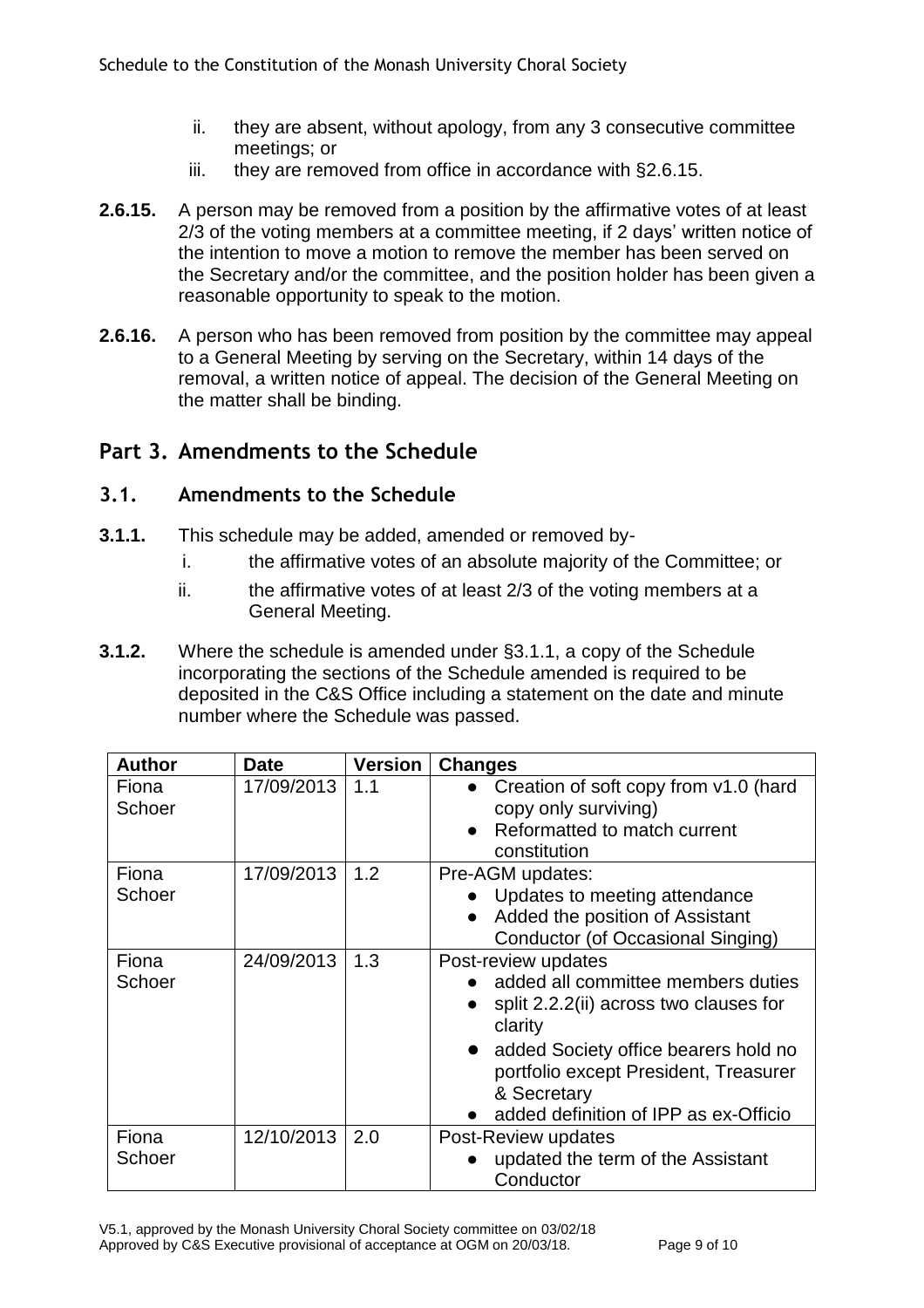ii. they are absent, without apology, from any 3 consecutive committee meetings; or
   iii. they are removed from office in accordance with §2.6.15.

**2.6.15.** A person may be removed from a position by the affirmative votes of at least 2/3 of the voting members at a committee meeting, if 2 days' written notice of the intention to move a motion to remove the member has been served on the Secretary and/or the committee, and the position holder has been given a reasonable opportunity to speak to the motion.

**2.6.16.** A person who has been removed from position by the committee may appeal to a General Meeting by serving on the Secretary, within 14 days of the removal, a written notice of appeal. The decision of the General Meeting on the matter shall be binding.

## Part 3. Amendments to the Schedule

### 3.1. Amendments to the Schedule

**3.1.1.** This schedule may be added, amended or removed by-
   i. the affirmative votes of an absolute majority of the Committee; or
   ii. the affirmative votes of at least 2/3 of the voting members at a General Meeting.

**3.1.2.** Where the schedule is amended under §3.1.1, a copy of the Schedule incorporating the sections of the Schedule amended is required to be deposited in the C&S Office including a statement on the date and minute number where the Schedule was passed.

| Author | Date | Version | Changes |
|---|---|---|---|
| Fiona Schoer | 17/09/2013 | 1.1 | • Creation of soft copy from v1.0 (hard copy only surviving)<br>• Reformatted to match current constitution |
| Fiona Schoer | 17/09/2013 | 1.2 | Pre-AGM updates:<br>• Updates to meeting attendance<br>• Added the position of Assistant Conductor (of Occasional Singing) |
| Fiona Schoer | 24/09/2013 | 1.3 | Post-review updates<br>• added all committee members duties<br>• split 2.2.2(ii) across two clauses for clarity<br>• added Society office bearers hold no portfolio except President, Treasurer & Secretary<br>• added definition of IPP as ex-Officio |
| Fiona Schoer | 12/10/2013 | 2.0 | Post-Review updates<br>• updated the term of the Assistant Conductor |

V5.1, approved by the Monash University Choral Society committee on 03/02/18
Approved by C&S Executive provisional of acceptance at OGM on 20/03/18.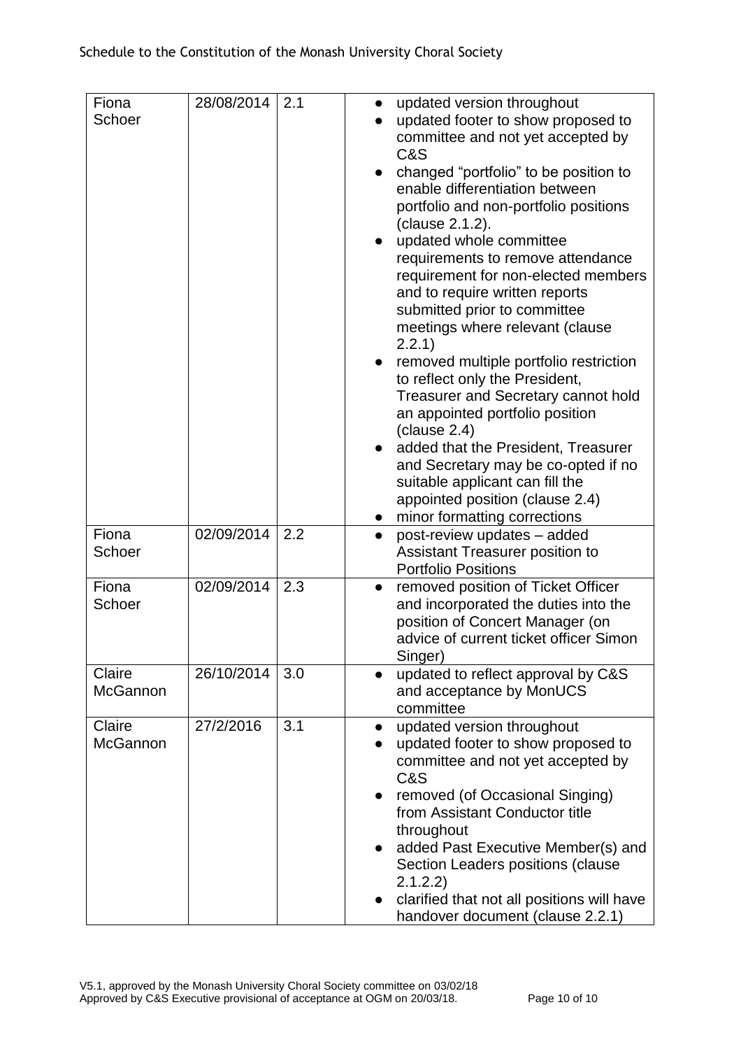| Fiona Schoer | 28/08/2014 | 2.1 | • updated version throughout<br>• updated footer to show proposed to committee and not yet accepted by C&S<br>• changed "portfolio" to be position to enable differentiation between portfolio and non-portfolio positions (clause 2.1.2).<br>• updated whole committee requirements to remove attendance requirement for non-elected members and to require written reports submitted prior to committee meetings where relevant (clause 2.2.1)<br>• removed multiple portfolio restriction to reflect only the President, Treasurer and Secretary cannot hold an appointed portfolio position (clause 2.4)<br>• added that the President, Treasurer and Secretary may be co-opted if no suitable applicant can fill the appointed position (clause 2.4)<br>• minor formatting corrections |
|---|---|---|---|
| Fiona Schoer | 02/09/2014 | 2.2 | • post-review updates – added Assistant Treasurer position to Portfolio Positions |
| Fiona Schoer | 02/09/2014 | 2.3 | • removed position of Ticket Officer and incorporated the duties into the position of Concert Manager (on advice of current ticket officer Simon Singer) |
| Claire McGannon | 26/10/2014 | 3.0 | • updated to reflect approval by C&S and acceptance by MonUCS committee |
| Claire McGannon | 27/2/2016 | 3.1 | • updated version throughout<br>• updated footer to show proposed to committee and not yet accepted by C&S<br>• removed (of Occasional Singing) from Assistant Conductor title throughout<br>• added Past Executive Member(s) and Section Leaders positions (clause 2.1.2.2)<br>• clarified that not all positions will have handover document (clause 2.2.1) |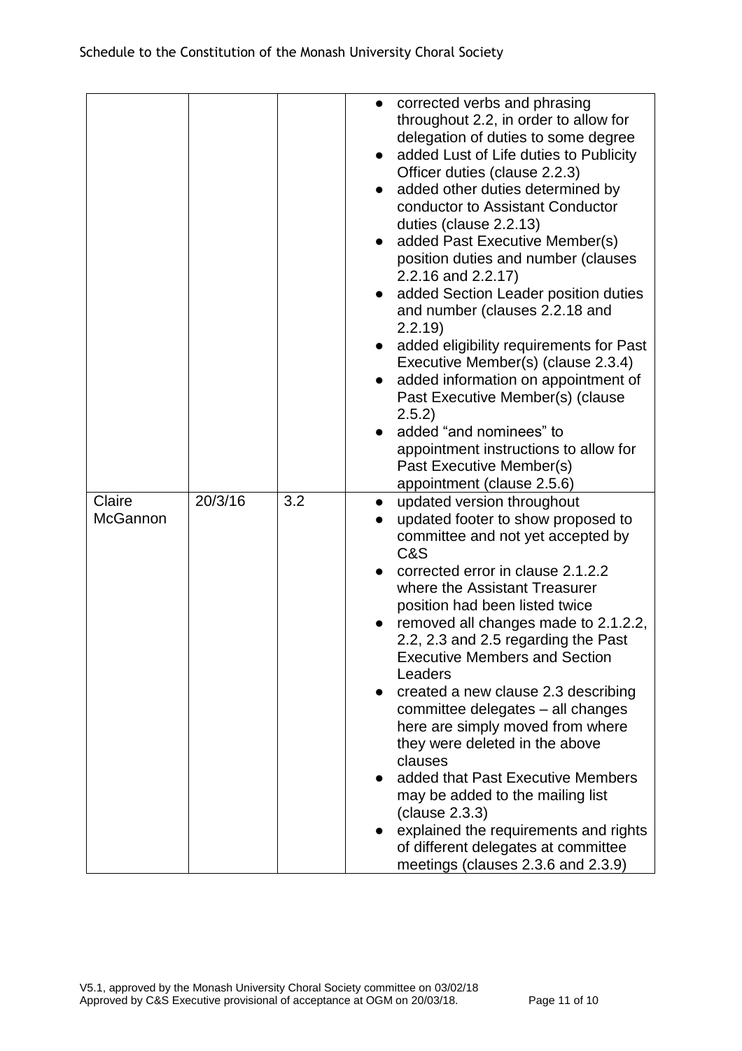| | | | |
|---|---|---|---|
| | | | • corrected verbs and phrasing throughout 2.2, in order to allow for delegation of duties to some degree<br>• added Lust of Life duties to Publicity Officer duties (clause 2.2.3)<br>• added other duties determined by conductor to Assistant Conductor duties (clause 2.2.13)<br>• added Past Executive Member(s) position duties and number (clauses 2.2.16 and 2.2.17)<br>• added Section Leader position duties and number (clauses 2.2.18 and 2.2.19)<br>• added eligibility requirements for Past Executive Member(s) (clause 2.3.4)<br>• added information on appointment of Past Executive Member(s) (clause 2.5.2)<br>• added "and nominees" to appointment instructions to allow for Past Executive Member(s) appointment (clause 2.5.6) |
| Claire McGannon | 20/3/16 | 3.2 | • updated version throughout<br>• updated footer to show proposed to committee and not yet accepted by C&S<br>• corrected error in clause 2.1.2.2 where the Assistant Treasurer position had been listed twice<br>• removed all changes made to 2.1.2.2, 2.2, 2.3 and 2.5 regarding the Past Executive Members and Section Leaders<br>• created a new clause 2.3 describing committee delegates – all changes here are simply moved from where they were deleted in the above clauses<br>• added that Past Executive Members may be added to the mailing list (clause 2.3.3)<br>• explained the requirements and rights of different delegates at committee meetings (clauses 2.3.6 and 2.3.9) |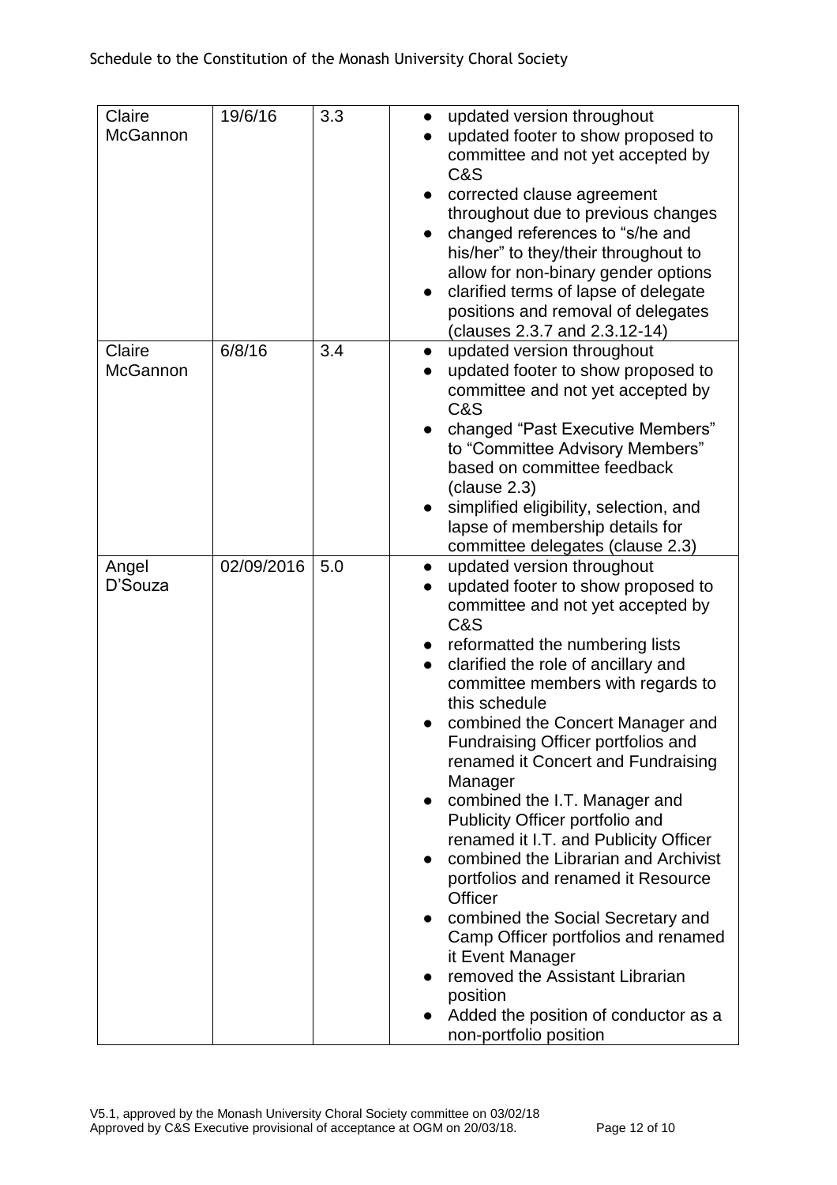| | | | |
|---|---|---|---|
| Claire McGannon | 19/6/16 | 3.3 | <ul><li>updated version throughout</li><li>updated footer to show proposed to committee and not yet accepted by C&S</li><li>corrected clause agreement throughout due to previous changes</li><li>changed references to “s/he and his/her” to they/their throughout to allow for non-binary gender options</li><li>clarified terms of lapse of delegate positions and removal of delegates (clauses 2.3.7 and 2.3.12-14)</li></ul> |
| Claire McGannon | 6/8/16 | 3.4 | <ul><li>updated version throughout</li><li>updated footer to show proposed to committee and not yet accepted by C&S</li><li>changed “Past Executive Members” to “Committee Advisory Members” based on committee feedback (clause 2.3)</li><li>simplified eligibility, selection, and lapse of membership details for committee delegates (clause 2.3)</li></ul> |
| Angel D’Souza | 02/09/2016 | 5.0 | <ul><li>updated version throughout</li><li>updated footer to show proposed to committee and not yet accepted by C&S</li><li>reformatted the numbering lists</li><li>clarified the role of ancillary and committee members with regards to this schedule</li><li>combined the Concert Manager and Fundraising Officer portfolios and renamed it Concert and Fundraising Manager</li><li>combined the I.T. Manager and Publicity Officer portfolio and renamed it I.T. and Publicity Officer</li><li>combined the Librarian and Archivist portfolios and renamed it Resource Officer</li><li>combined the Social Secretary and Camp Officer portfolios and renamed it Event Manager</li><li>removed the Assistant Librarian position</li><li>Added the position of conductor as a non-portfolio position</li></ul> |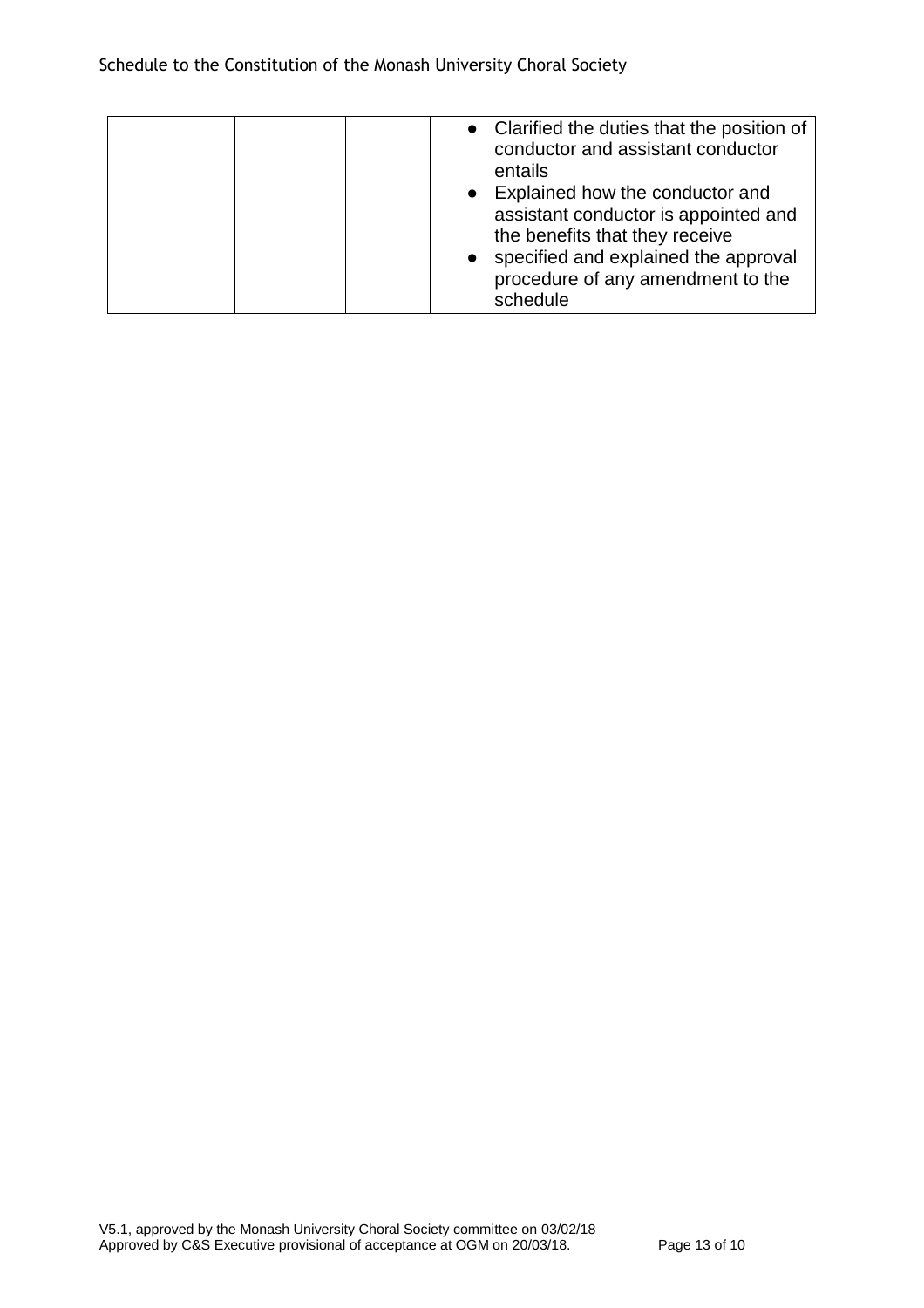| | | | |
|---|---|---|---|
| | | | • Clarified the duties that the position of conductor and assistant conductor entails<br>• Explained how the conductor and assistant conductor is appointed and the benefits that they receive<br>• specified and explained the approval procedure of any amendment to the schedule |